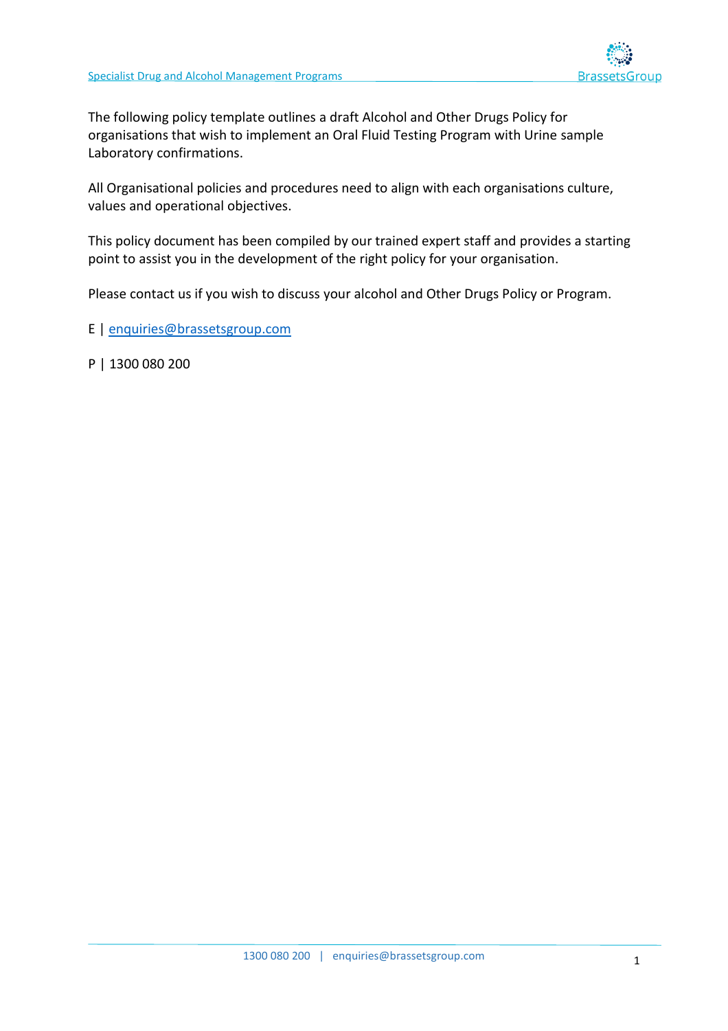The following policy template outlines a draft Alcohol and Other Drugs Policy for organisations that wish to implement an Oral Fluid Testing Program with Urine sample Laboratory confirmations.

All Organisational policies and procedures need to align with each organisations culture, values and operational objectives.

This policy document has been compiled by our trained expert staff and provides a starting point to assist you in the development of the right policy for your organisation.

Please contact us if you wish to discuss your alcohol and Other Drugs Policy or Program.

E | enquiries@brassetsgroup.com

P | 1300 080 200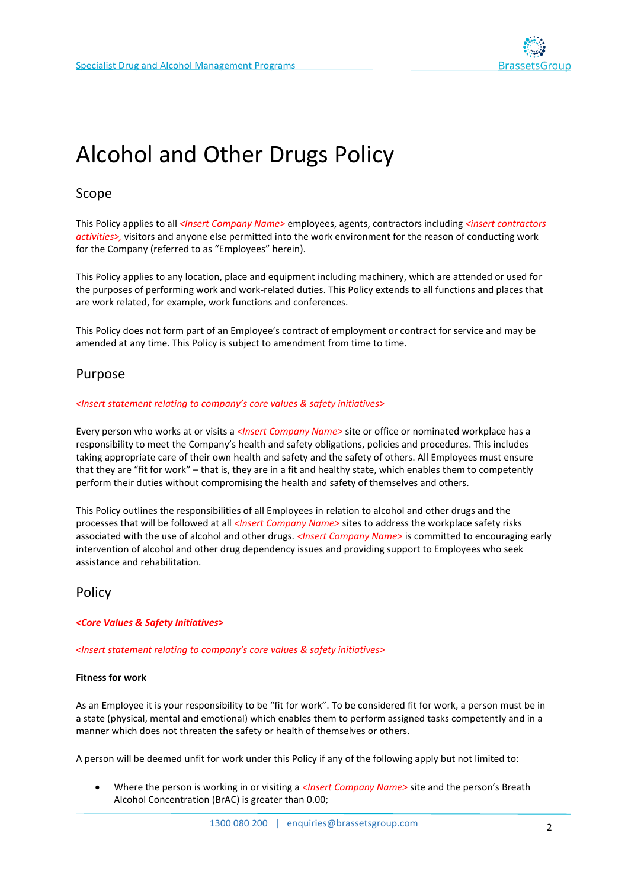# Alcohol and Other Drugs Policy

## Scope

This Policy applies to all *<Insert Company Name>* employees, agents, contractors including *<insert contractors activities>,* visitors and anyone else permitted into the work environment for the reason of conducting work for the Company (referred to as "Employees" herein).

This Policy applies to any location, place and equipment including machinery, which are attended or used for the purposes of performing work and work-related duties. This Policy extends to all functions and places that are work related, for example, work functions and conferences.

This Policy does not form part of an Employee's contract of employment or contract for service and may be amended at any time. This Policy is subject to amendment from time to time.

## Purpose

*<Insert statement relating to company's core values & safety initiatives>*

Every person who works at or visits a *<Insert Company Name>* site or office or nominated workplace has a responsibility to meet the Company's health and safety obligations, policies and procedures. This includes taking appropriate care of their own health and safety and the safety of others. All Employees must ensure that they are "fit for work" – that is, they are in a fit and healthy state, which enables them to competently perform their duties without compromising the health and safety of themselves and others.

This Policy outlines the responsibilities of all Employees in relation to alcohol and other drugs and the processes that will be followed at all *<Insert Company Name>* sites to address the workplace safety risks associated with the use of alcohol and other drugs. *<Insert Company Name>* is committed to encouraging early intervention of alcohol and other drug dependency issues and providing support to Employees who seek assistance and rehabilitation.

## Policy

***<Core Values & Safety Initiatives>***

*<Insert statement relating to company's core values & safety initiatives>*

**Fitness for work**

As an Employee it is your responsibility to be "fit for work". To be considered fit for work, a person must be in a state (physical, mental and emotional) which enables them to perform assigned tasks competently and in a manner which does not threaten the safety or health of themselves or others.

A person will be deemed unfit for work under this Policy if any of the following apply but not limited to:

- Where the person is working in or visiting a *<Insert Company Name>* site and the person's Breath Alcohol Concentration (BrAC) is greater than 0.00;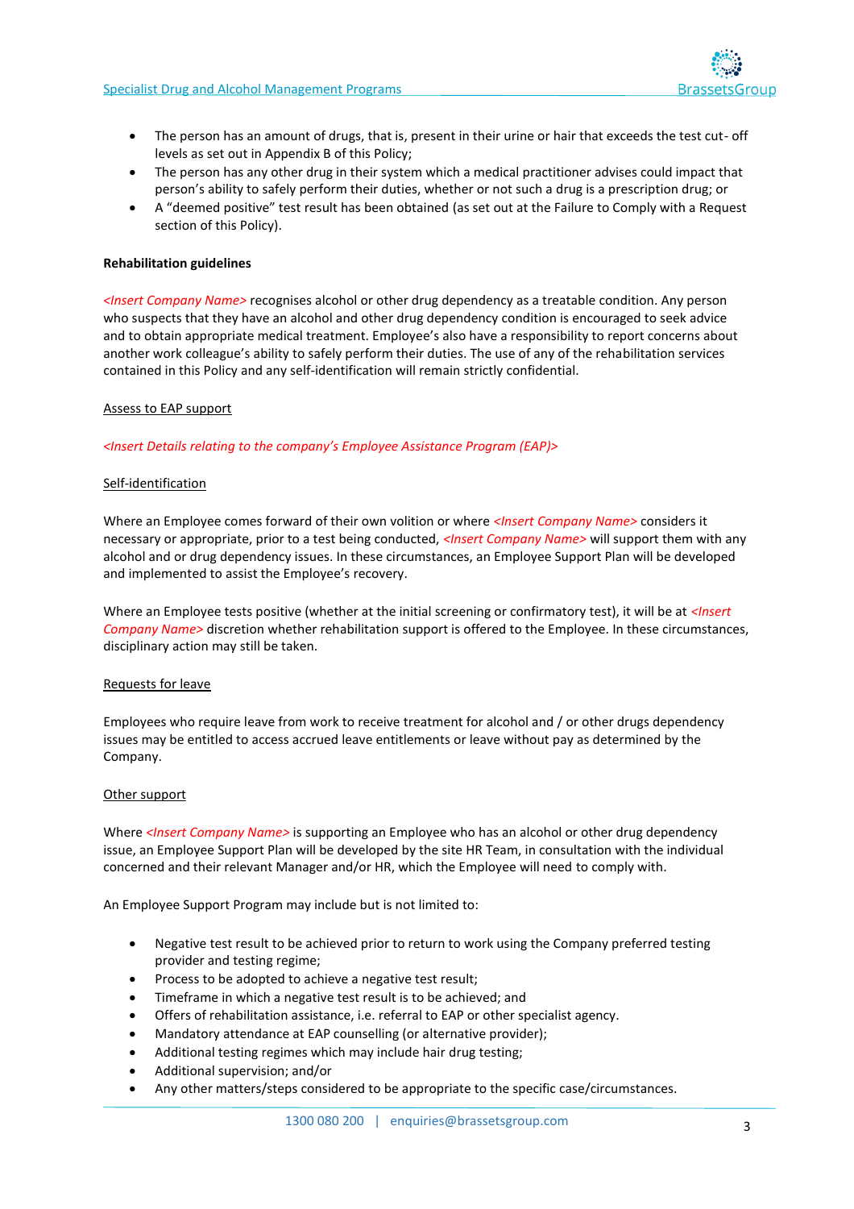- The person has an amount of drugs, that is, present in their urine or hair that exceeds the test cut- off levels as set out in Appendix B of this Policy;
- The person has any other drug in their system which a medical practitioner advises could impact that person's ability to safely perform their duties, whether or not such a drug is a prescription drug; or
- A "deemed positive" test result has been obtained (as set out at the Failure to Comply with a Request section of this Policy).

**Rehabilitation guidelines**

*<Insert Company Name>* recognises alcohol or other drug dependency as a treatable condition. Any person who suspects that they have an alcohol and other drug dependency condition is encouraged to seek advice and to obtain appropriate medical treatment. Employee's also have a responsibility to report concerns about another work colleague's ability to safely perform their duties. The use of any of the rehabilitation services contained in this Policy and any self-identification will remain strictly confidential.

<u>Assess to EAP support</u>

*<Insert Details relating to the company's Employee Assistance Program (EAP)>*

<u>Self-identification</u>

Where an Employee comes forward of their own volition or where *<Insert Company Name>* considers it necessary or appropriate, prior to a test being conducted, *<Insert Company Name>* will support them with any alcohol and or drug dependency issues. In these circumstances, an Employee Support Plan will be developed and implemented to assist the Employee's recovery.

Where an Employee tests positive (whether at the initial screening or confirmatory test), it will be at *<Insert Company Name>* discretion whether rehabilitation support is offered to the Employee. In these circumstances, disciplinary action may still be taken.

<u>Requests for leave</u>

Employees who require leave from work to receive treatment for alcohol and / or other drugs dependency issues may be entitled to access accrued leave entitlements or leave without pay as determined by the Company.

<u>Other support</u>

Where *<Insert Company Name>* is supporting an Employee who has an alcohol or other drug dependency issue, an Employee Support Plan will be developed by the site HR Team, in consultation with the individual concerned and their relevant Manager and/or HR, which the Employee will need to comply with.

An Employee Support Program may include but is not limited to:

- Negative test result to be achieved prior to return to work using the Company preferred testing provider and testing regime;
- Process to be adopted to achieve a negative test result;
- Timeframe in which a negative test result is to be achieved; and
- Offers of rehabilitation assistance, i.e. referral to EAP or other specialist agency.
- Mandatory attendance at EAP counselling (or alternative provider);
- Additional testing regimes which may include hair drug testing;
- Additional supervision; and/or
- Any other matters/steps considered to be appropriate to the specific case/circumstances.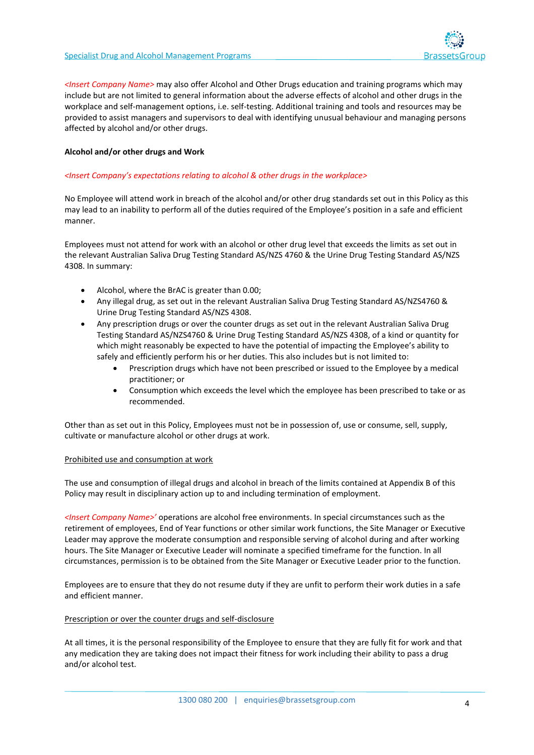*<Insert Company Name>* may also offer Alcohol and Other Drugs education and training programs which may include but are not limited to general information about the adverse effects of alcohol and other drugs in the workplace and self-management options, i.e. self-testing. Additional training and tools and resources may be provided to assist managers and supervisors to deal with identifying unusual behaviour and managing persons affected by alcohol and/or other drugs.

**Alcohol and/or other drugs and Work**

*<Insert Company's expectations relating to alcohol & other drugs in the workplace>*

No Employee will attend work in breach of the alcohol and/or other drug standards set out in this Policy as this may lead to an inability to perform all of the duties required of the Employee's position in a safe and efficient manner.

Employees must not attend for work with an alcohol or other drug level that exceeds the limits as set out in the relevant Australian Saliva Drug Testing Standard AS/NZS 4760 & the Urine Drug Testing Standard AS/NZS 4308. In summary:

- Alcohol, where the BrAC is greater than 0.00;
- Any illegal drug, as set out in the relevant Australian Saliva Drug Testing Standard AS/NZS4760 & Urine Drug Testing Standard AS/NZS 4308.
- Any prescription drugs or over the counter drugs as set out in the relevant Australian Saliva Drug Testing Standard AS/NZS4760 & Urine Drug Testing Standard AS/NZS 4308, of a kind or quantity for which might reasonably be expected to have the potential of impacting the Employee's ability to safely and efficiently perform his or her duties. This also includes but is not limited to:
  - Prescription drugs which have not been prescribed or issued to the Employee by a medical practitioner; or
  - Consumption which exceeds the level which the employee has been prescribed to take or as recommended.

Other than as set out in this Policy, Employees must not be in possession of, use or consume, sell, supply, cultivate or manufacture alcohol or other drugs at work.

<u>Prohibited use and consumption at work</u>

The use and consumption of illegal drugs and alcohol in breach of the limits contained at Appendix B of this Policy may result in disciplinary action up to and including termination of employment.

*<Insert Company Name>'* operations are alcohol free environments. In special circumstances such as the retirement of employees, End of Year functions or other similar work functions, the Site Manager or Executive Leader may approve the moderate consumption and responsible serving of alcohol during and after working hours. The Site Manager or Executive Leader will nominate a specified timeframe for the function. In all circumstances, permission is to be obtained from the Site Manager or Executive Leader prior to the function.

Employees are to ensure that they do not resume duty if they are unfit to perform their work duties in a safe and efficient manner.

<u>Prescription or over the counter drugs and self-disclosure</u>

At all times, it is the personal responsibility of the Employee to ensure that they are fully fit for work and that any medication they are taking does not impact their fitness for work including their ability to pass a drug and/or alcohol test.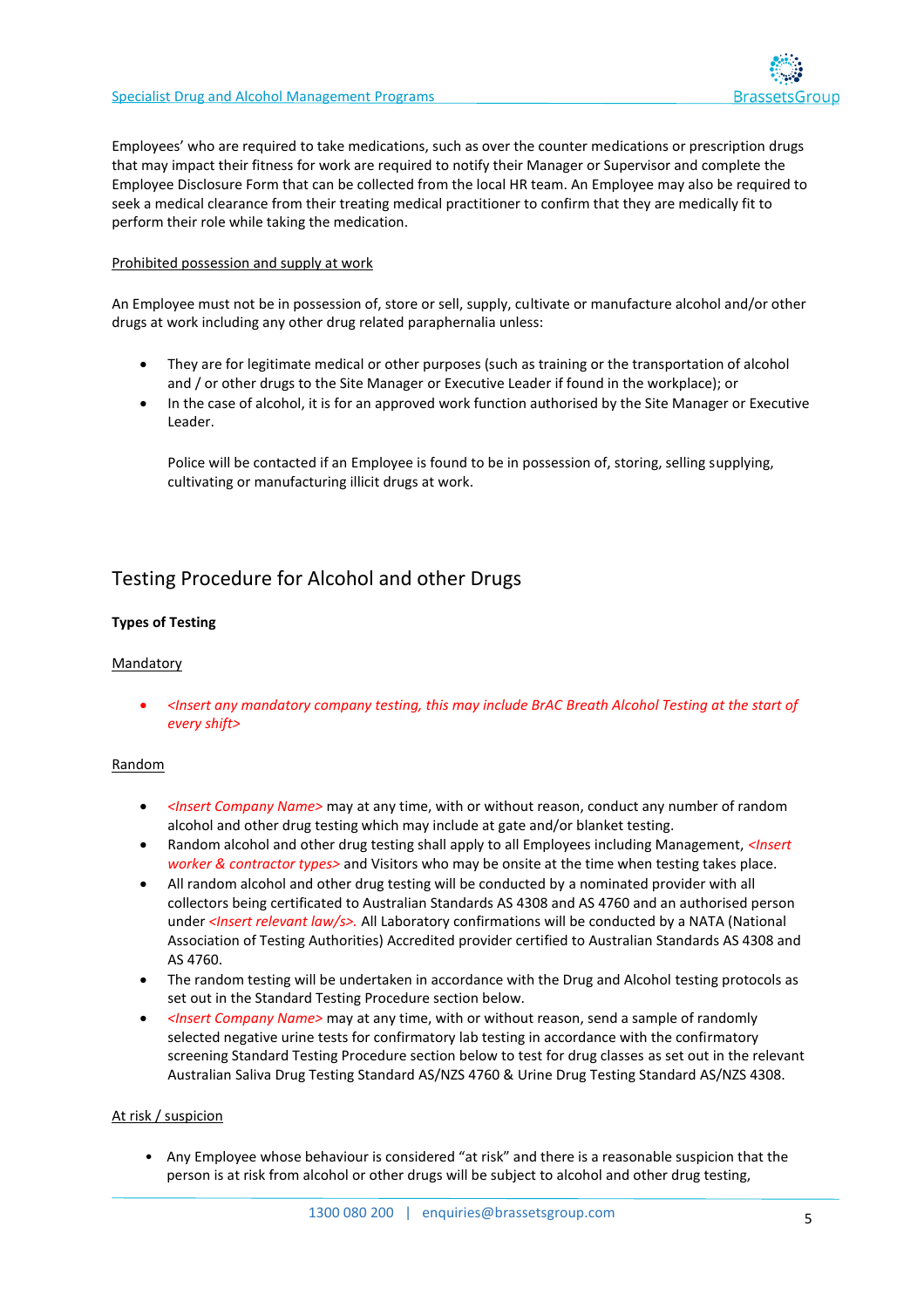Employees' who are required to take medications, such as over the counter medications or prescription drugs that may impact their fitness for work are required to notify their Manager or Supervisor and complete the Employee Disclosure Form that can be collected from the local HR team. An Employee may also be required to seek a medical clearance from their treating medical practitioner to confirm that they are medically fit to perform their role while taking the medication.

Prohibited possession and supply at work

An Employee must not be in possession of, store or sell, supply, cultivate or manufacture alcohol and/or other drugs at work including any other drug related paraphernalia unless:

- They are for legitimate medical or other purposes (such as training or the transportation of alcohol and / or other drugs to the Site Manager or Executive Leader if found in the workplace); or
- In the case of alcohol, it is for an approved work function authorised by the Site Manager or Executive Leader.

  Police will be contacted if an Employee is found to be in possession of, storing, selling supplying, cultivating or manufacturing illicit drugs at work.

## Testing Procedure for Alcohol and other Drugs

**Types of Testing**

Mandatory

- *<Insert any mandatory company testing, this may include BrAC Breath Alcohol Testing at the start of every shift>*

Random

- *<Insert Company Name>* may at any time, with or without reason, conduct any number of random alcohol and other drug testing which may include at gate and/or blanket testing.
- Random alcohol and other drug testing shall apply to all Employees including Management, *<Insert worker & contractor types>* and Visitors who may be onsite at the time when testing takes place.
- All random alcohol and other drug testing will be conducted by a nominated provider with all collectors being certificated to Australian Standards AS 4308 and AS 4760 and an authorised person under *<Insert relevant law/s>.* All Laboratory confirmations will be conducted by a NATA (National Association of Testing Authorities) Accredited provider certified to Australian Standards AS 4308 and AS 4760.
- The random testing will be undertaken in accordance with the Drug and Alcohol testing protocols as set out in the Standard Testing Procedure section below.
- *<Insert Company Name>* may at any time, with or without reason, send a sample of randomly selected negative urine tests for confirmatory lab testing in accordance with the confirmatory screening Standard Testing Procedure section below to test for drug classes as set out in the relevant Australian Saliva Drug Testing Standard AS/NZS 4760 & Urine Drug Testing Standard AS/NZS 4308.

At risk / suspicion

- Any Employee whose behaviour is considered "at risk" and there is a reasonable suspicion that the person is at risk from alcohol or other drugs will be subject to alcohol and other drug testing,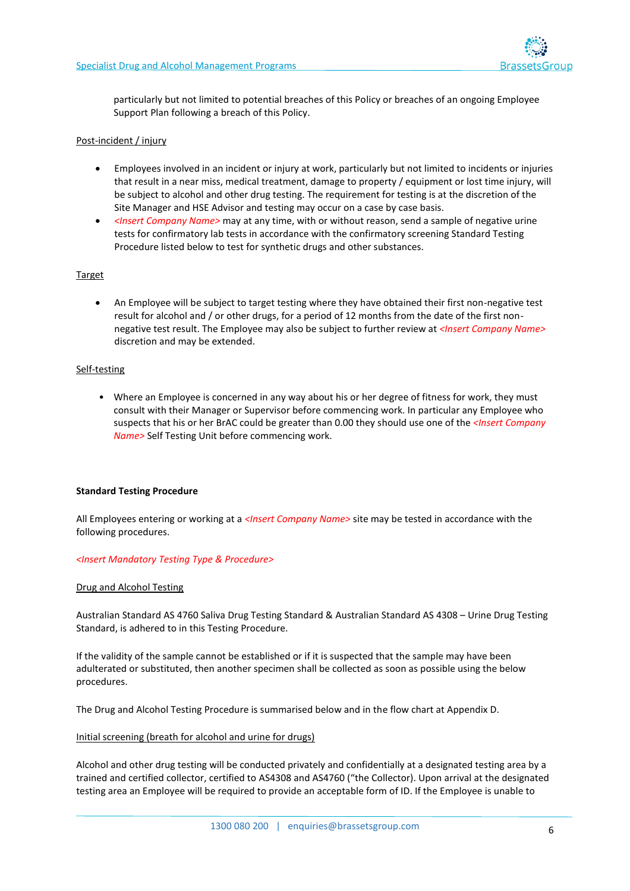particularly but not limited to potential breaches of this Policy or breaches of an ongoing Employee Support Plan following a breach of this Policy.

Post-incident / injury

- Employees involved in an incident or injury at work, particularly but not limited to incidents or injuries that result in a near miss, medical treatment, damage to property / equipment or lost time injury, will be subject to alcohol and other drug testing. The requirement for testing is at the discretion of the Site Manager and HSE Advisor and testing may occur on a case by case basis.
- *<Insert Company Name>* may at any time, with or without reason, send a sample of negative urine tests for confirmatory lab tests in accordance with the confirmatory screening Standard Testing Procedure listed below to test for synthetic drugs and other substances.

Target

- An Employee will be subject to target testing where they have obtained their first non-negative test result for alcohol and / or other drugs, for a period of 12 months from the date of the first non-negative test result. The Employee may also be subject to further review at *<Insert Company Name>* discretion and may be extended.

Self-testing

- Where an Employee is concerned in any way about his or her degree of fitness for work, they must consult with their Manager or Supervisor before commencing work. In particular any Employee who suspects that his or her BrAC could be greater than 0.00 they should use one of the *<Insert Company Name>* Self Testing Unit before commencing work.

**Standard Testing Procedure**

All Employees entering or working at a *<Insert Company Name>* site may be tested in accordance with the following procedures.

*<Insert Mandatory Testing Type & Procedure>*

Drug and Alcohol Testing

Australian Standard AS 4760 Saliva Drug Testing Standard & Australian Standard AS 4308 – Urine Drug Testing Standard, is adhered to in this Testing Procedure.

If the validity of the sample cannot be established or if it is suspected that the sample may have been adulterated or substituted, then another specimen shall be collected as soon as possible using the below procedures.

The Drug and Alcohol Testing Procedure is summarised below and in the flow chart at Appendix D.

Initial screening (breath for alcohol and urine for drugs)

Alcohol and other drug testing will be conducted privately and confidentially at a designated testing area by a trained and certified collector, certified to AS4308 and AS4760 ("the Collector). Upon arrival at the designated testing area an Employee will be required to provide an acceptable form of ID. If the Employee is unable to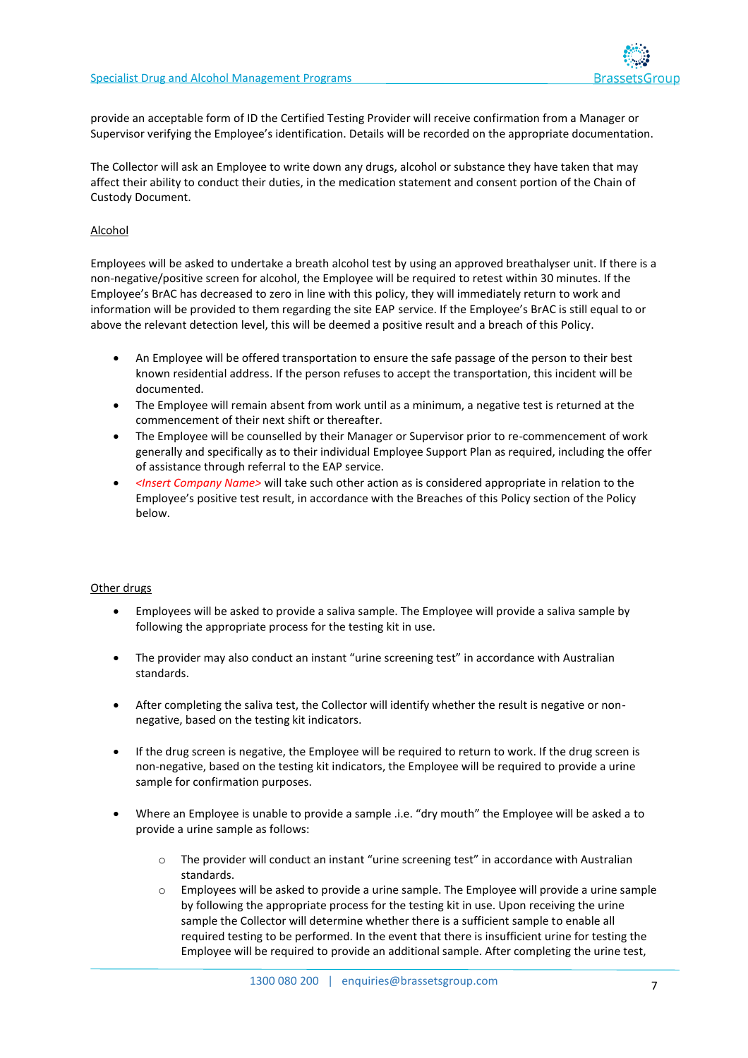provide an acceptable form of ID the Certified Testing Provider will receive confirmation from a Manager or Supervisor verifying the Employee's identification. Details will be recorded on the appropriate documentation.

The Collector will ask an Employee to write down any drugs, alcohol or substance they have taken that may affect their ability to conduct their duties, in the medication statement and consent portion of the Chain of Custody Document.

<u>Alcohol</u>

Employees will be asked to undertake a breath alcohol test by using an approved breathalyser unit. If there is a non-negative/positive screen for alcohol, the Employee will be required to retest within 30 minutes. If the Employee's BrAC has decreased to zero in line with this policy, they will immediately return to work and information will be provided to them regarding the site EAP service. If the Employee's BrAC is still equal to or above the relevant detection level, this will be deemed a positive result and a breach of this Policy.

- An Employee will be offered transportation to ensure the safe passage of the person to their best known residential address. If the person refuses to accept the transportation, this incident will be documented.
- The Employee will remain absent from work until as a minimum, a negative test is returned at the commencement of their next shift or thereafter.
- The Employee will be counselled by their Manager or Supervisor prior to re-commencement of work generally and specifically as to their individual Employee Support Plan as required, including the offer of assistance through referral to the EAP service.
- <Insert Company Name> will take such other action as is considered appropriate in relation to the Employee's positive test result, in accordance with the Breaches of this Policy section of the Policy below.

<u>Other drugs</u>

- Employees will be asked to provide a saliva sample. The Employee will provide a saliva sample by following the appropriate process for the testing kit in use.
- The provider may also conduct an instant "urine screening test" in accordance with Australian standards.
- After completing the saliva test, the Collector will identify whether the result is negative or non-negative, based on the testing kit indicators.
- If the drug screen is negative, the Employee will be required to return to work. If the drug screen is non-negative, based on the testing kit indicators, the Employee will be required to provide a urine sample for confirmation purposes.
- Where an Employee is unable to provide a sample .i.e. "dry mouth" the Employee will be asked a to provide a urine sample as follows:
    - The provider will conduct an instant "urine screening test" in accordance with Australian standards.
    - Employees will be asked to provide a urine sample. The Employee will provide a urine sample by following the appropriate process for the testing kit in use. Upon receiving the urine sample the Collector will determine whether there is a sufficient sample to enable all required testing to be performed. In the event that there is insufficient urine for testing the Employee will be required to provide an additional sample. After completing the urine test,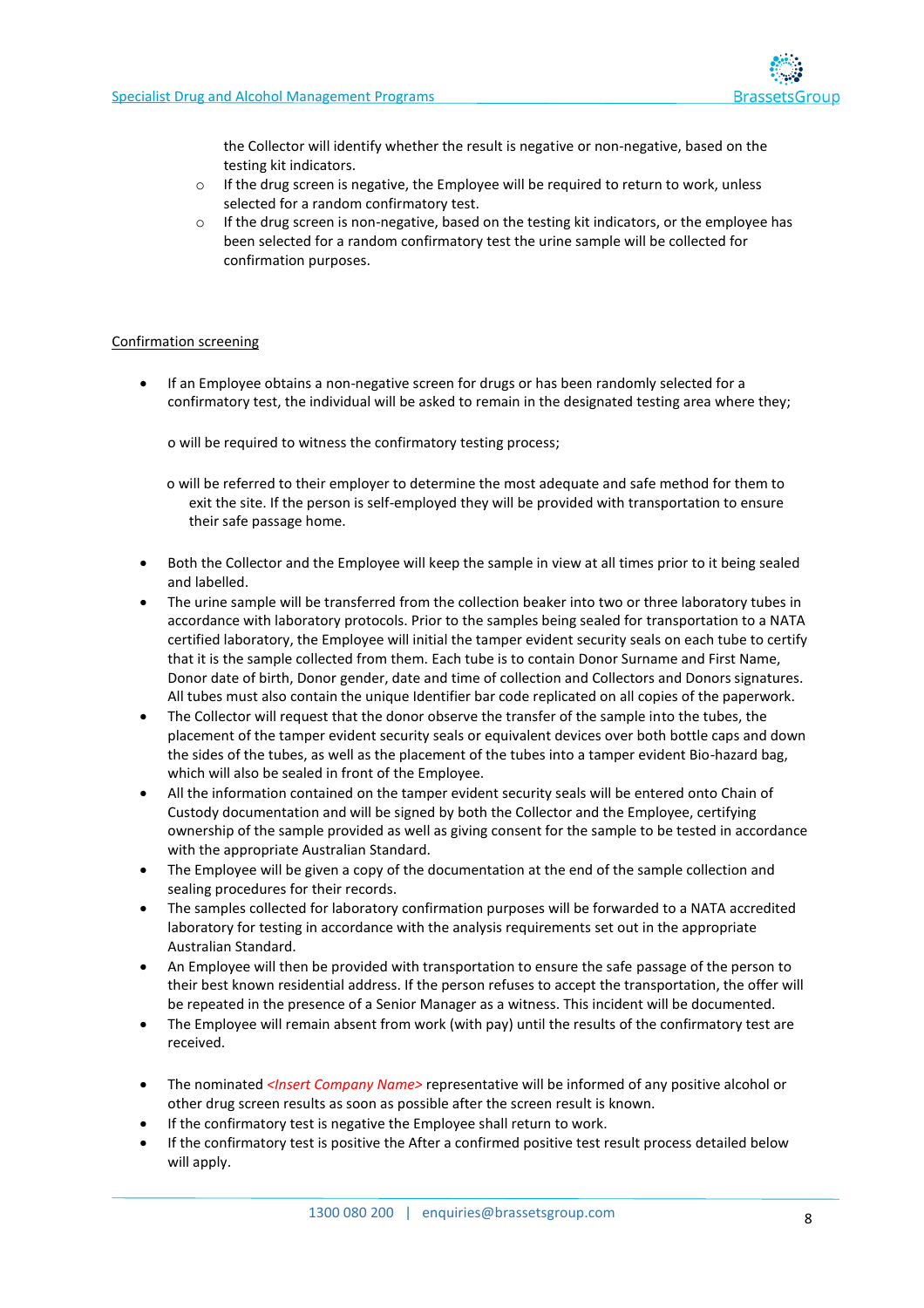the Collector will identify whether the result is negative or non-negative, based on the testing kit indicators.

- If the drug screen is negative, the Employee will be required to return to work, unless selected for a random confirmatory test.
- If the drug screen is non-negative, based on the testing kit indicators, or the employee has been selected for a random confirmatory test the urine sample will be collected for confirmation purposes.

<u>Confirmation screening</u>

- If an Employee obtains a non-negative screen for drugs or has been randomly selected for a confirmatory test, the individual will be asked to remain in the designated testing area where they;

  o will be required to witness the confirmatory testing process;

  o will be referred to their employer to determine the most adequate and safe method for them to exit the site. If the person is self-employed they will be provided with transportation to ensure their safe passage home.

- Both the Collector and the Employee will keep the sample in view at all times prior to it being sealed and labelled.
- The urine sample will be transferred from the collection beaker into two or three laboratory tubes in accordance with laboratory protocols. Prior to the samples being sealed for transportation to a NATA certified laboratory, the Employee will initial the tamper evident security seals on each tube to certify that it is the sample collected from them. Each tube is to contain Donor Surname and First Name, Donor date of birth, Donor gender, date and time of collection and Collectors and Donors signatures. All tubes must also contain the unique Identifier bar code replicated on all copies of the paperwork.
- The Collector will request that the donor observe the transfer of the sample into the tubes, the placement of the tamper evident security seals or equivalent devices over both bottle caps and down the sides of the tubes, as well as the placement of the tubes into a tamper evident Bio-hazard bag, which will also be sealed in front of the Employee.
- All the information contained on the tamper evident security seals will be entered onto Chain of Custody documentation and will be signed by both the Collector and the Employee, certifying ownership of the sample provided as well as giving consent for the sample to be tested in accordance with the appropriate Australian Standard.
- The Employee will be given a copy of the documentation at the end of the sample collection and sealing procedures for their records.
- The samples collected for laboratory confirmation purposes will be forwarded to a NATA accredited laboratory for testing in accordance with the analysis requirements set out in the appropriate Australian Standard.
- An Employee will then be provided with transportation to ensure the safe passage of the person to their best known residential address. If the person refuses to accept the transportation, the offer will be repeated in the presence of a Senior Manager as a witness. This incident will be documented.
- The Employee will remain absent from work (with pay) until the results of the confirmatory test are received.

- The nominated *<Insert Company Name>* representative will be informed of any positive alcohol or other drug screen results as soon as possible after the screen result is known.
- If the confirmatory test is negative the Employee shall return to work.
- If the confirmatory test is positive the After a confirmed positive test result process detailed below will apply.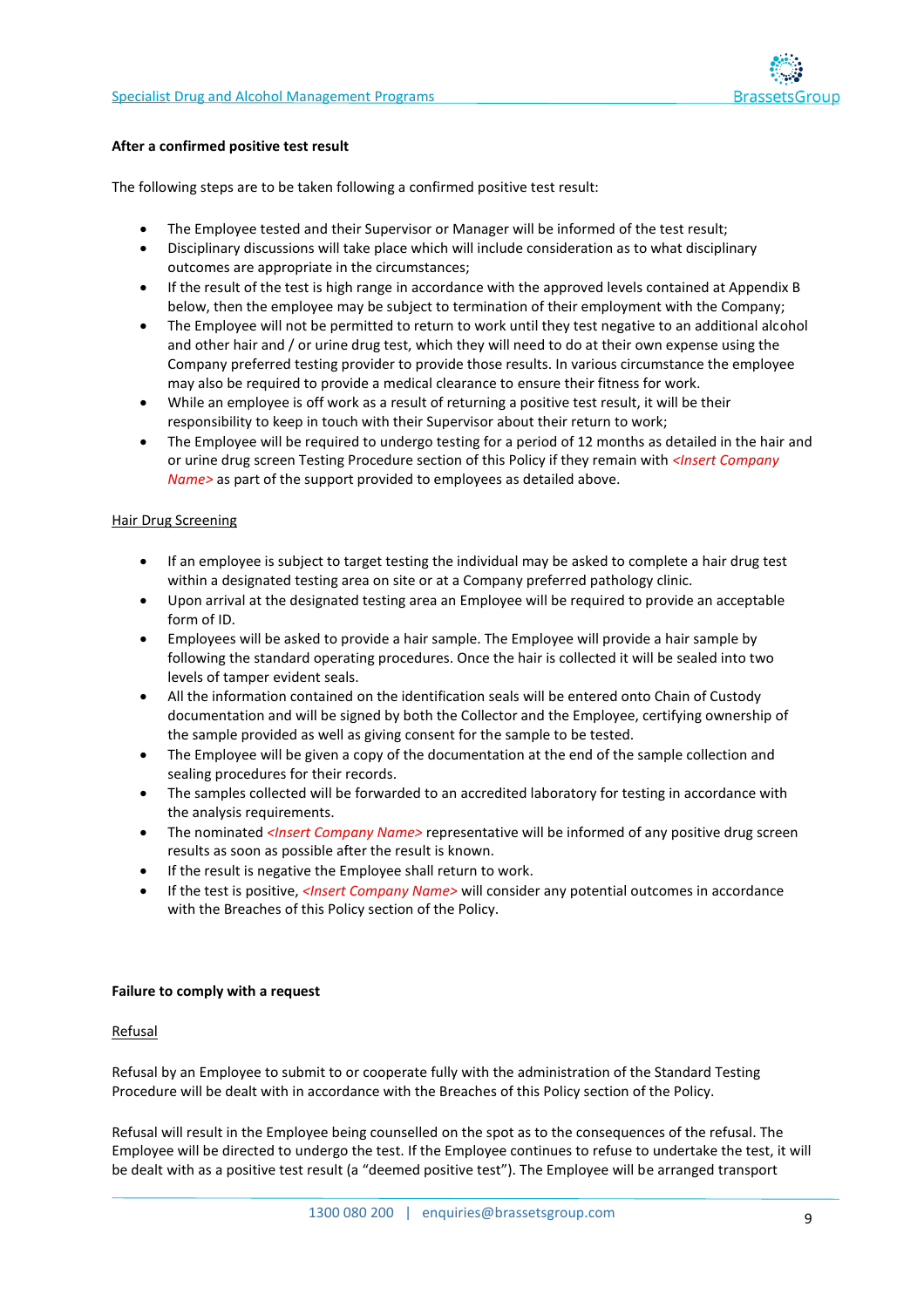**After a confirmed positive test result**

The following steps are to be taken following a confirmed positive test result:

- The Employee tested and their Supervisor or Manager will be informed of the test result;
- Disciplinary discussions will take place which will include consideration as to what disciplinary outcomes are appropriate in the circumstances;
- If the result of the test is high range in accordance with the approved levels contained at Appendix B below, then the employee may be subject to termination of their employment with the Company;
- The Employee will not be permitted to return to work until they test negative to an additional alcohol and other hair and / or urine drug test, which they will need to do at their own expense using the Company preferred testing provider to provide those results. In various circumstance the employee may also be required to provide a medical clearance to ensure their fitness for work.
- While an employee is off work as a result of returning a positive test result, it will be their responsibility to keep in touch with their Supervisor about their return to work;
- The Employee will be required to undergo testing for a period of 12 months as detailed in the hair and or urine drug screen Testing Procedure section of this Policy if they remain with *<Insert Company Name>* as part of the support provided to employees as detailed above.

Hair Drug Screening

- If an employee is subject to target testing the individual may be asked to complete a hair drug test within a designated testing area on site or at a Company preferred pathology clinic.
- Upon arrival at the designated testing area an Employee will be required to provide an acceptable form of ID.
- Employees will be asked to provide a hair sample. The Employee will provide a hair sample by following the standard operating procedures. Once the hair is collected it will be sealed into two levels of tamper evident seals.
- All the information contained on the identification seals will be entered onto Chain of Custody documentation and will be signed by both the Collector and the Employee, certifying ownership of the sample provided as well as giving consent for the sample to be tested.
- The Employee will be given a copy of the documentation at the end of the sample collection and sealing procedures for their records.
- The samples collected will be forwarded to an accredited laboratory for testing in accordance with the analysis requirements.
- The nominated *<Insert Company Name>* representative will be informed of any positive drug screen results as soon as possible after the result is known.
- If the result is negative the Employee shall return to work.
- If the test is positive, *<Insert Company Name>* will consider any potential outcomes in accordance with the Breaches of this Policy section of the Policy.

**Failure to comply with a request**

Refusal

Refusal by an Employee to submit to or cooperate fully with the administration of the Standard Testing Procedure will be dealt with in accordance with the Breaches of this Policy section of the Policy.

Refusal will result in the Employee being counselled on the spot as to the consequences of the refusal. The Employee will be directed to undergo the test. If the Employee continues to refuse to undertake the test, it will be dealt with as a positive test result (a "deemed positive test"). The Employee will be arranged transport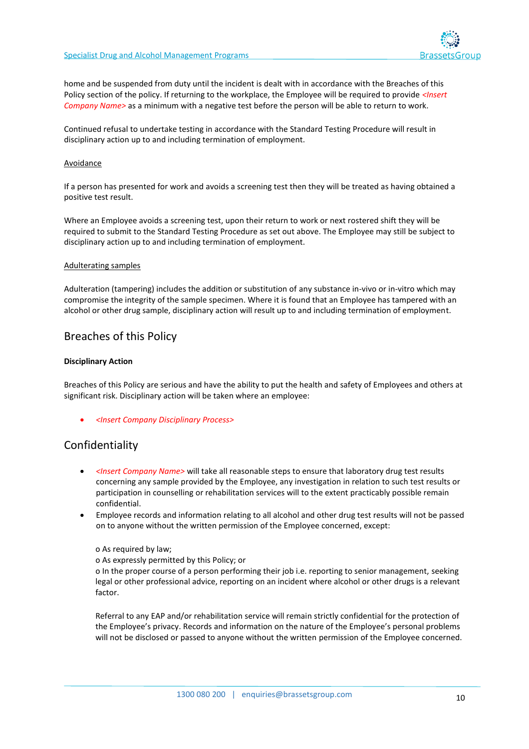home and be suspended from duty until the incident is dealt with in accordance with the Breaches of this Policy section of the policy. If returning to the workplace, the Employee will be required to provide *<Insert Company Name>* as a minimum with a negative test before the person will be able to return to work.

Continued refusal to undertake testing in accordance with the Standard Testing Procedure will result in disciplinary action up to and including termination of employment.

Avoidance

If a person has presented for work and avoids a screening test then they will be treated as having obtained a positive test result.

Where an Employee avoids a screening test, upon their return to work or next rostered shift they will be required to submit to the Standard Testing Procedure as set out above. The Employee may still be subject to disciplinary action up to and including termination of employment.

Adulterating samples

Adulteration (tampering) includes the addition or substitution of any substance in-vivo or in-vitro which may compromise the integrity of the sample specimen. Where it is found that an Employee has tampered with an alcohol or other drug sample, disciplinary action will result up to and including termination of employment.

## Breaches of this Policy

**Disciplinary Action**

Breaches of this Policy are serious and have the ability to put the health and safety of Employees and others at significant risk. Disciplinary action will be taken where an employee:

- *<Insert Company Disciplinary Process>*

## Confidentiality

- *<Insert Company Name>* will take all reasonable steps to ensure that laboratory drug test results concerning any sample provided by the Employee, any investigation in relation to such test results or participation in counselling or rehabilitation services will to the extent practicably possible remain confidential.
- Employee records and information relating to all alcohol and other drug test results will not be passed on to anyone without the written permission of the Employee concerned, except:

  o As required by law;
  o As expressly permitted by this Policy; or
  o In the proper course of a person performing their job i.e. reporting to senior management, seeking legal or other professional advice, reporting on an incident where alcohol or other drugs is a relevant factor.

  Referral to any EAP and/or rehabilitation service will remain strictly confidential for the protection of the Employee's privacy. Records and information on the nature of the Employee's personal problems will not be disclosed or passed to anyone without the written permission of the Employee concerned.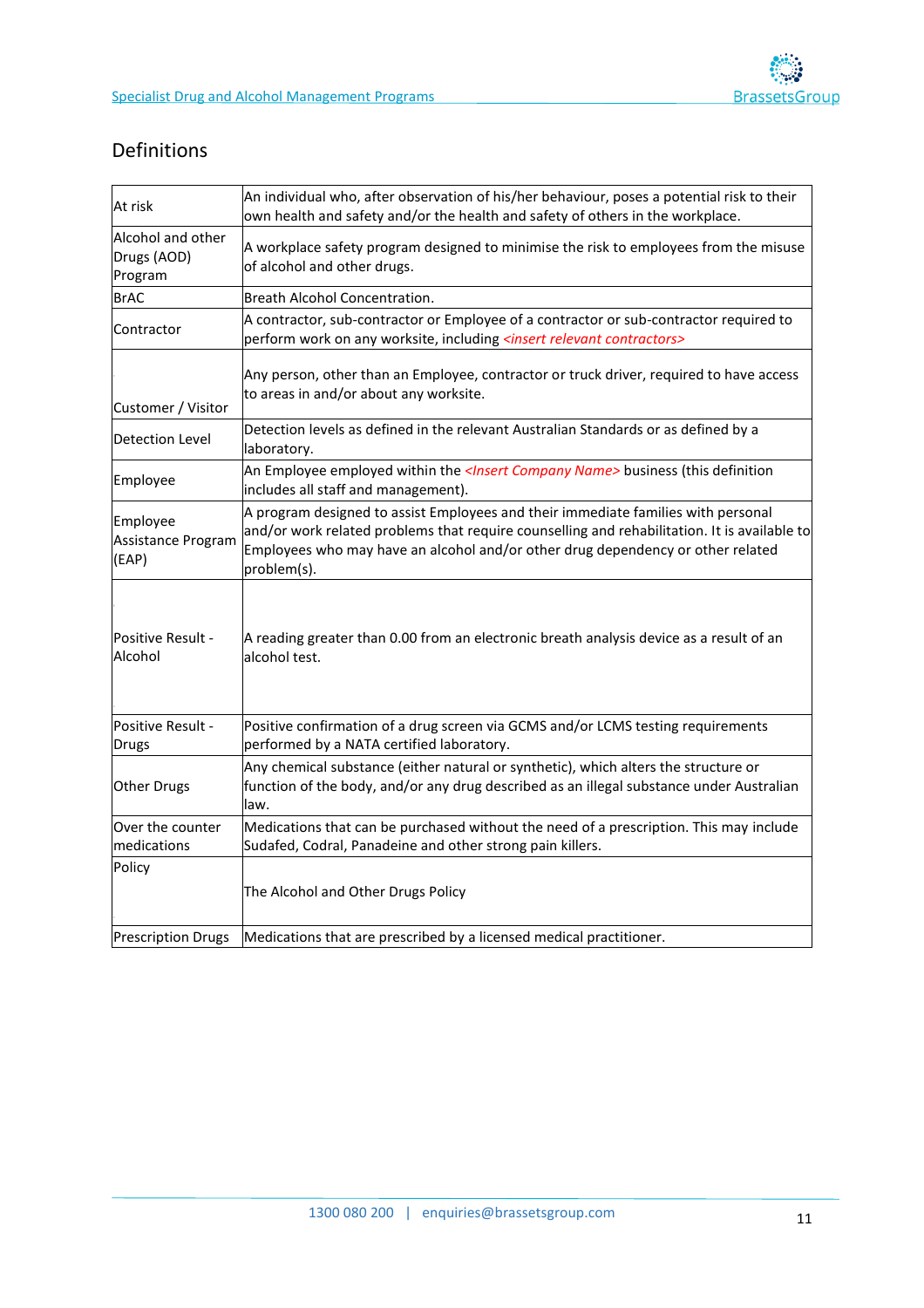## Definitions

| | |
|---|---|
| At risk | An individual who, after observation of his/her behaviour, poses a potential risk to their own health and safety and/or the health and safety of others in the workplace. |
| Alcohol and other Drugs (AOD) Program | A workplace safety program designed to minimise the risk to employees from the misuse of alcohol and other drugs. |
| BrAC | Breath Alcohol Concentration. |
| Contractor | A contractor, sub-contractor or Employee of a contractor or sub-contractor required to perform work on any worksite, including *<insert relevant contractors>* |
| Customer / Visitor | Any person, other than an Employee, contractor or truck driver, required to have access to areas in and/or about any worksite. |
| Detection Level | Detection levels as defined in the relevant Australian Standards or as defined by a laboratory. |
| Employee | An Employee employed within the *<Insert Company Name>* business (this definition includes all staff and management). |
| Employee Assistance Program (EAP) | A program designed to assist Employees and their immediate families with personal and/or work related problems that require counselling and rehabilitation. It is available to Employees who may have an alcohol and/or other drug dependency or other related problem(s). |
| Positive Result - Alcohol | A reading greater than 0.00 from an electronic breath analysis device as a result of an alcohol test. |
| Positive Result - Drugs | Positive confirmation of a drug screen via GCMS and/or LCMS testing requirements performed by a NATA certified laboratory. |
| Other Drugs | Any chemical substance (either natural or synthetic), which alters the structure or function of the body, and/or any drug described as an illegal substance under Australian law. |
| Over the counter medications | Medications that can be purchased without the need of a prescription. This may include Sudafed, Codral, Panadeine and other strong pain killers. |
| Policy | The Alcohol and Other Drugs Policy |
| Prescription Drugs | Medications that are prescribed by a licensed medical practitioner. |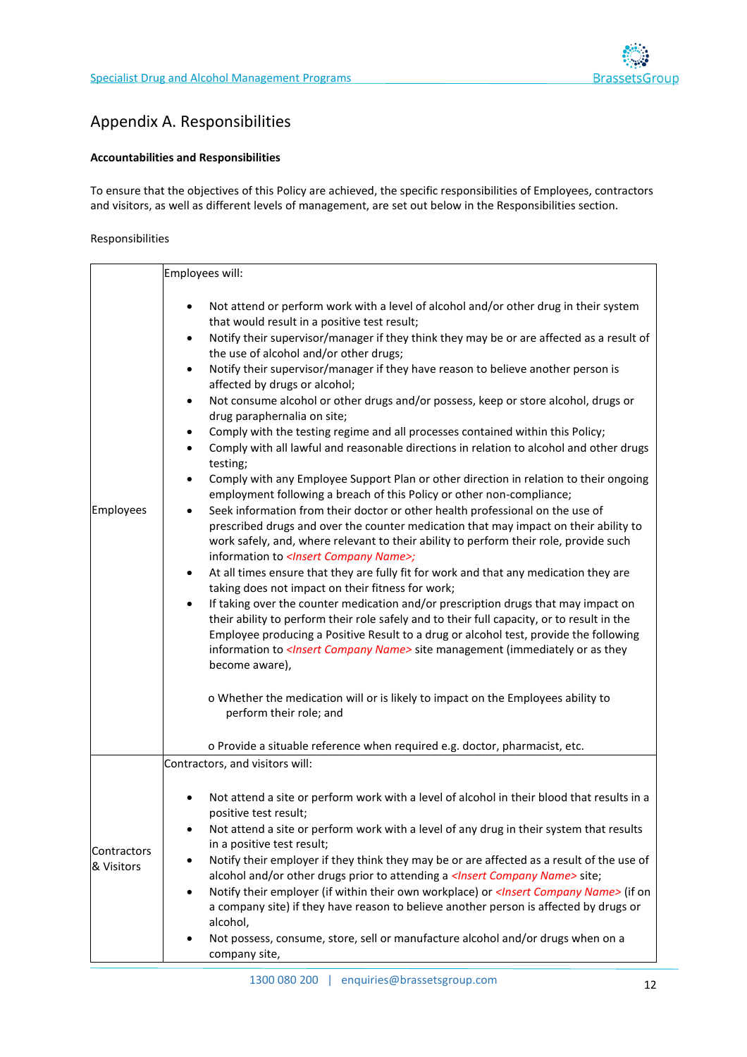# Appendix A. Responsibilities

**Accountabilities and Responsibilities**

To ensure that the objectives of this Policy are achieved, the specific responsibilities of Employees, contractors and visitors, as well as different levels of management, are set out below in the Responsibilities section.

Responsibilities

| | |
|---|---|
| Employees | Employees will:<br><br>• Not attend or perform work with a level of alcohol and/or other drug in their system that would result in a positive test result;<br>• Notify their supervisor/manager if they think they may be or are affected as a result of the use of alcohol and/or other drugs;<br>• Notify their supervisor/manager if they have reason to believe another person is affected by drugs or alcohol;<br>• Not consume alcohol or other drugs and/or possess, keep or store alcohol, drugs or drug paraphernalia on site;<br>• Comply with the testing regime and all processes contained within this Policy;<br>• Comply with all lawful and reasonable directions in relation to alcohol and other drugs testing;<br>• Comply with any Employee Support Plan or other direction in relation to their ongoing employment following a breach of this Policy or other non-compliance;<br>• Seek information from their doctor or other health professional on the use of prescribed drugs and over the counter medication that may impact on their ability to work safely, and, where relevant to their ability to perform their role, provide such information to *<Insert Company Name>;*<br>• At all times ensure that they are fully fit for work and that any medication they are taking does not impact on their fitness for work;<br>• If taking over the counter medication and/or prescription drugs that may impact on their ability to perform their role safely and to their full capacity, or to result in the Employee producing a Positive Result to a drug or alcohol test, provide the following information to *<Insert Company Name>* site management (immediately or as they become aware),<br><br>o Whether the medication will or is likely to impact on the Employees ability to perform their role; and<br><br>o Provide a situable reference when required e.g. doctor, pharmacist, etc. |
| Contractors & Visitors | Contractors, and visitors will:<br><br>• Not attend a site or perform work with a level of alcohol in their blood that results in a positive test result;<br>• Not attend a site or perform work with a level of any drug in their system that results in a positive test result;<br>• Notify their employer if they think they may be or are affected as a result of the use of alcohol and/or other drugs prior to attending a *<Insert Company Name>* site;<br>• Notify their employer (if within their own workplace) or *<Insert Company Name>* (if on a company site) if they have reason to believe another person is affected by drugs or alcohol,<br>• Not possess, consume, store, sell or manufacture alcohol and/or drugs when on a company site, |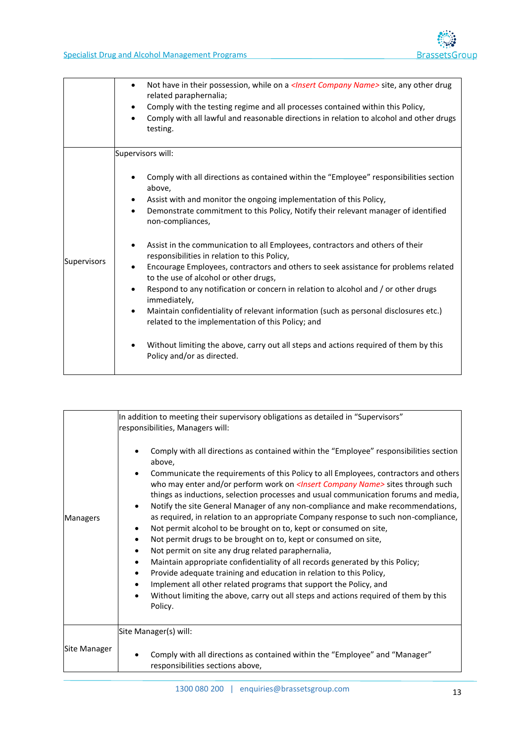| | |
|---|---|
| | <ul><li>Not have in their possession, while on a *<Insert Company Name>* site, any other drug related paraphernalia;</li><li>Comply with the testing regime and all processes contained within this Policy,</li><li>Comply with all lawful and reasonable directions in relation to alcohol and other drugs testing.</li></ul> |
| Supervisors | Supervisors will:<ul><li>Comply with all directions as contained within the "Employee" responsibilities section above,</li><li>Assist with and monitor the ongoing implementation of this Policy,</li><li>Demonstrate commitment to this Policy, Notify their relevant manager of identified non-compliances,</li><li>Assist in the communication to all Employees, contractors and others of their responsibilities in relation to this Policy,</li><li>Encourage Employees, contractors and others to seek assistance for problems related to the use of alcohol or other drugs,</li><li>Respond to any notification or concern in relation to alcohol and / or other drugs immediately,</li><li>Maintain confidentiality of relevant information (such as personal disclosures etc.) related to the implementation of this Policy; and</li><li>Without limiting the above, carry out all steps and actions required of them by this Policy and/or as directed.</li></ul> |

| | |
|---|---|
| Managers | In addition to meeting their supervisory obligations as detailed in "Supervisors" responsibilities, Managers will:<ul><li>Comply with all directions as contained within the "Employee" responsibilities section above,</li><li>Communicate the requirements of this Policy to all Employees, contractors and others who may enter and/or perform work on *<Insert Company Name>* sites through such things as inductions, selection processes and usual communication forums and media,</li><li>Notify the site General Manager of any non-compliance and make recommendations, as required, in relation to an appropriate Company response to such non-compliance,</li><li>Not permit alcohol to be brought on to, kept or consumed on site,</li><li>Not permit drugs to be brought on to, kept or consumed on site,</li><li>Not permit on site any drug related paraphernalia,</li><li>Maintain appropriate confidentiality of all records generated by this Policy;</li><li>Provide adequate training and education in relation to this Policy,</li><li>Implement all other related programs that support the Policy, and</li><li>Without limiting the above, carry out all steps and actions required of them by this Policy.</li></ul> |
| Site Manager | Site Manager(s) will:<ul><li>Comply with all directions as contained within the "Employee" and "Manager" responsibilities sections above,</li></ul> |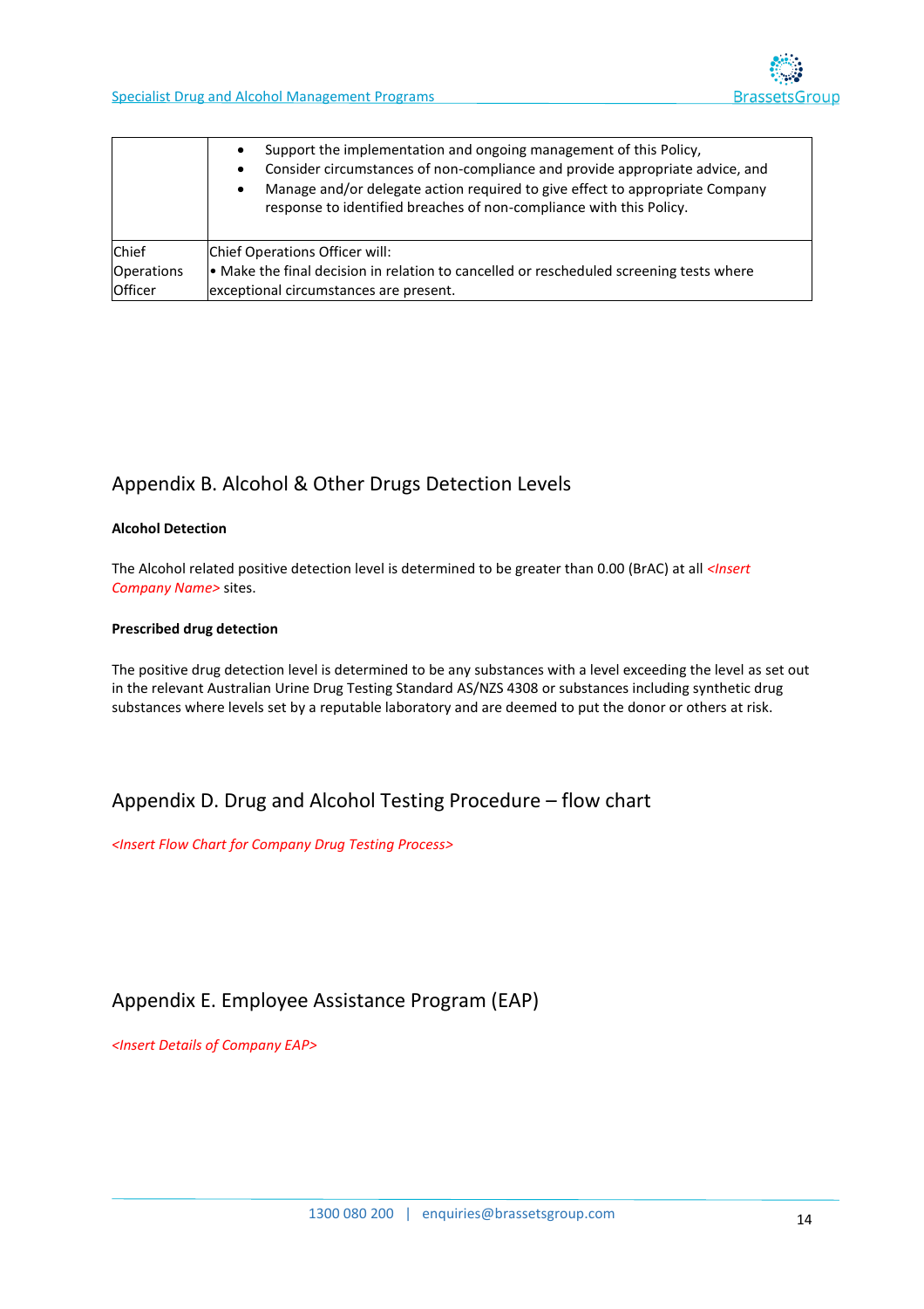| | |
|---|---|
| | • Support the implementation and ongoing management of this Policy,<br>• Consider circumstances of non-compliance and provide appropriate advice, and<br>• Manage and/or delegate action required to give effect to appropriate Company response to identified breaches of non-compliance with this Policy. |
| Chief Operations Officer | Chief Operations Officer will:<br>• Make the final decision in relation to cancelled or rescheduled screening tests where exceptional circumstances are present. |

## Appendix B. Alcohol & Other Drugs Detection Levels

**Alcohol Detection**

The Alcohol related positive detection level is determined to be greater than 0.00 (BrAC) at all *<Insert Company Name>* sites.

**Prescribed drug detection**

The positive drug detection level is determined to be any substances with a level exceeding the level as set out in the relevant Australian Urine Drug Testing Standard AS/NZS 4308 or substances including synthetic drug substances where levels set by a reputable laboratory and are deemed to put the donor or others at risk.

## Appendix D. Drug and Alcohol Testing Procedure – flow chart

*<Insert Flow Chart for Company Drug Testing Process>*

## Appendix E. Employee Assistance Program (EAP)

*<Insert Details of Company EAP>*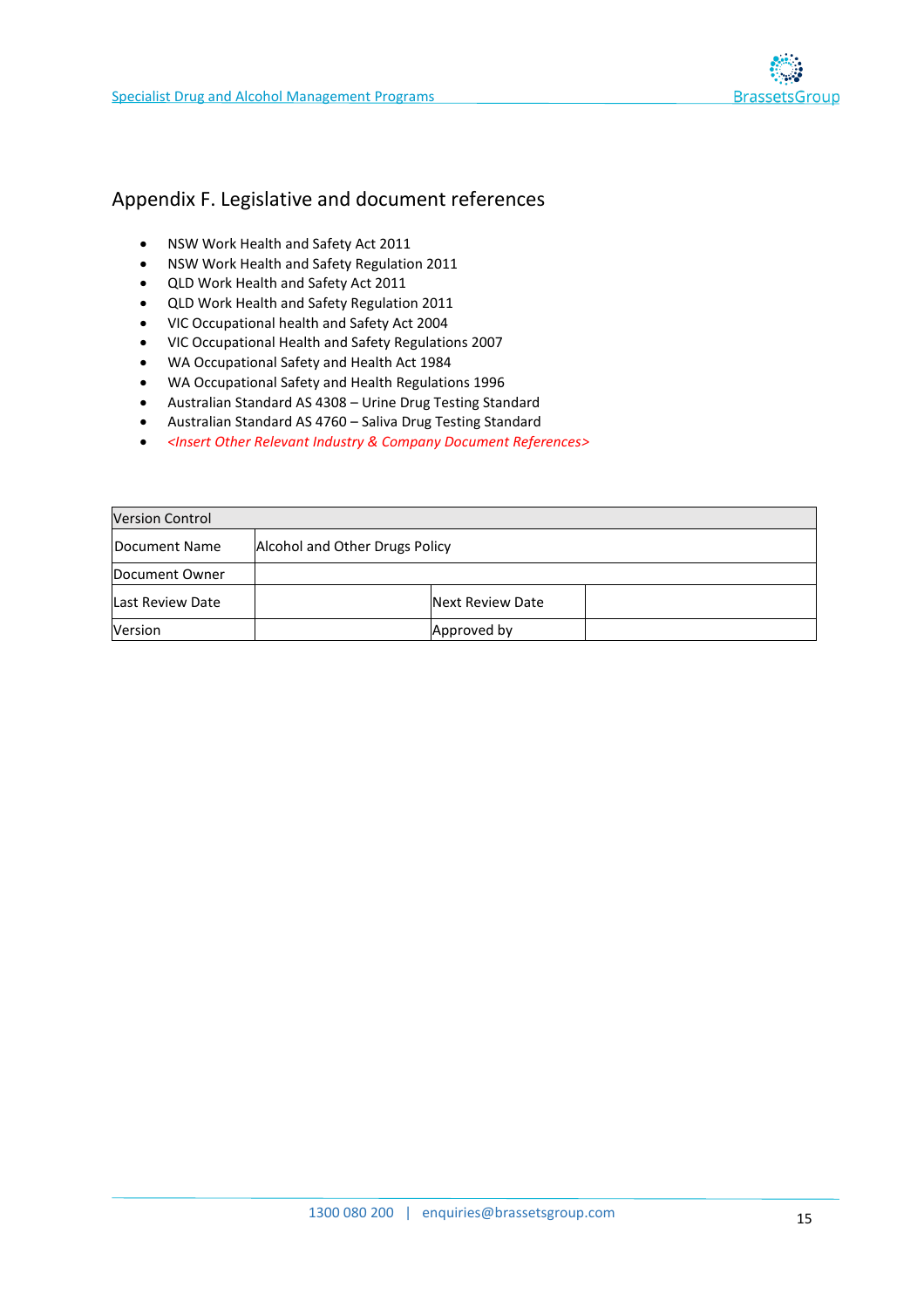# Appendix F. Legislative and document references

- NSW Work Health and Safety Act 2011
- NSW Work Health and Safety Regulation 2011
- QLD Work Health and Safety Act 2011
- QLD Work Health and Safety Regulation 2011
- VIC Occupational health and Safety Act 2004
- VIC Occupational Health and Safety Regulations 2007
- WA Occupational Safety and Health Act 1984
- WA Occupational Safety and Health Regulations 1996
- Australian Standard AS 4308 – Urine Drug Testing Standard
- Australian Standard AS 4760 – Saliva Drug Testing Standard
- *<Insert Other Relevant Industry & Company Document References>*

| Version Control | | | |
|---|---|---|---|
| Document Name | Alcohol and Other Drugs Policy | | |
| Document Owner | | | |
| Last Review Date | | Next Review Date | |
| Version | | Approved by | |